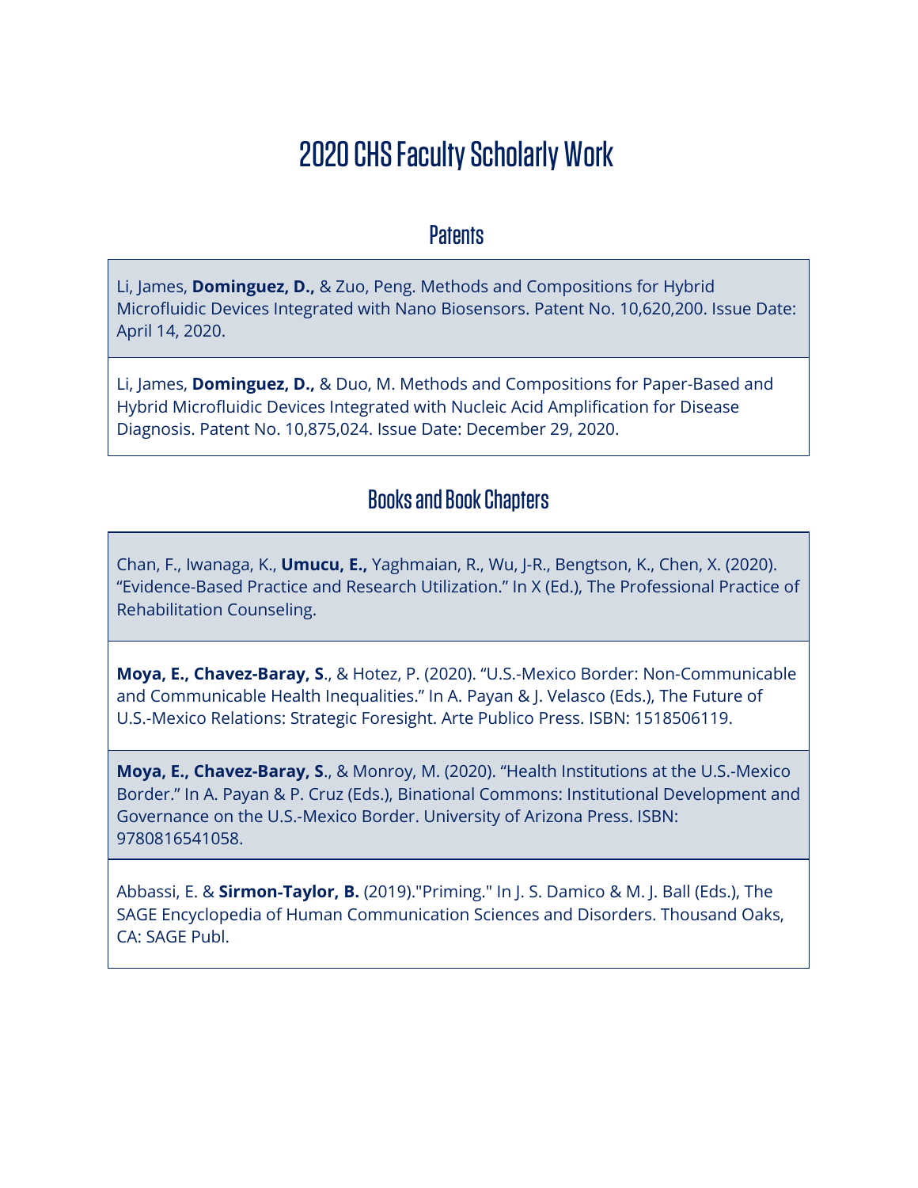# 2020 CHS Faculty Scholarly Work

## Patents

Li, James, **Dominguez, D.,** & Zuo, Peng. Methods and Compositions for Hybrid Microfluidic Devices Integrated with Nano Biosensors. Patent No. 10,620,200. Issue Date: April 14, 2020.

Li, James, **Dominguez, D.,** & Duo, M. Methods and Compositions for Paper-Based and Hybrid Microfluidic Devices Integrated with Nucleic Acid Amplification for Disease Diagnosis. Patent No. 10,875,024. Issue Date: December 29, 2020.

## Books and Book Chapters

Chan, F., Iwanaga, K., **Umucu, E.,** Yaghmaian, R., Wu, J-R., Bengtson, K., Chen, X. (2020). "Evidence-Based Practice and Research Utilization." In X (Ed.), The Professional Practice of Rehabilitation Counseling.

**Moya, E., Chavez-Baray, S**., & Hotez, P. (2020). "U.S.-Mexico Border: Non-Communicable and Communicable Health Inequalities." In A. Payan & J. Velasco (Eds.), The Future of U.S.-Mexico Relations: Strategic Foresight. Arte Publico Press. ISBN: 1518506119.

**Moya, E., Chavez-Baray, S**., & Monroy, M. (2020). "Health Institutions at the U.S.-Mexico Border." In A. Payan & P. Cruz (Eds.), Binational Commons: Institutional Development and Governance on the U.S.-Mexico Border. University of Arizona Press. ISBN: 9780816541058.

Abbassi, E. & **Sirmon-Taylor, B.** (2019)."Priming." In J. S. Damico & M. J. Ball (Eds.), The SAGE Encyclopedia of Human Communication Sciences and Disorders. Thousand Oaks, CA: SAGE Publ.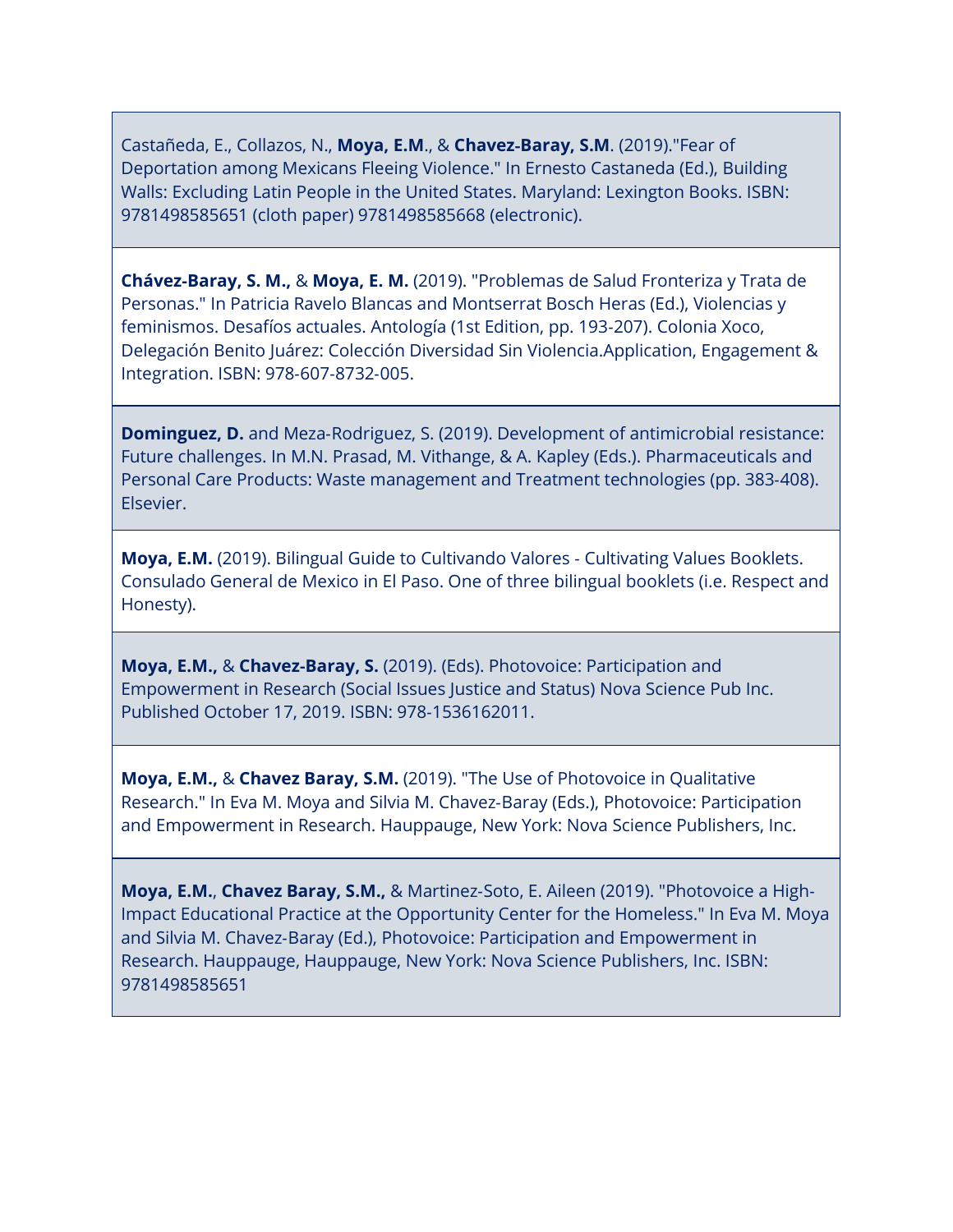Castañeda, E., Collazos, N., **Moya, E.M**., & **Chavez-Baray, S.M**. (2019)."Fear of Deportation among Mexicans Fleeing Violence." In Ernesto Castaneda (Ed.), Building Walls: Excluding Latin People in the United States. Maryland: Lexington Books. ISBN: 9781498585651 (cloth paper) 9781498585668 (electronic).

**Chávez-Baray, S. M.,** & **Moya, E. M.** (2019). "Problemas de Salud Fronteriza y Trata de Personas." In Patricia Ravelo Blancas and Montserrat Bosch Heras (Ed.), Violencias y feminismos. Desafíos actuales. Antología (1st Edition, pp. 193-207). Colonia Xoco, Delegación Benito Juárez: Colección Diversidad Sin Violencia.Application, Engagement & Integration. ISBN: 978-607-8732-005.

**Dominguez, D.** and Meza-Rodriguez, S. (2019). Development of antimicrobial resistance: Future challenges. In M.N. Prasad, M. Vithange, & A. Kapley (Eds.). Pharmaceuticals and Personal Care Products: Waste management and Treatment technologies (pp. 383-408). Elsevier.

**Moya, E.M.** (2019). Bilingual Guide to Cultivando Valores - Cultivating Values Booklets. Consulado General de Mexico in El Paso. One of three bilingual booklets (i.e. Respect and Honesty).

**Moya, E.M.,** & **Chavez-Baray, S.** (2019). (Eds). Photovoice: Participation and Empowerment in Research (Social Issues Justice and Status) Nova Science Pub Inc. Published October 17, 2019. ISBN: 978-1536162011.

**Moya, E.M.,** & **Chavez Baray, S.M.** (2019). "The Use of Photovoice in Qualitative Research." In Eva M. Moya and Silvia M. Chavez-Baray (Eds.), Photovoice: Participation and Empowerment in Research. Hauppauge, New York: Nova Science Publishers, Inc.

**Moya, E.M.**, **Chavez Baray, S.M.,** & Martinez-Soto, E. Aileen (2019). "Photovoice a High-Impact Educational Practice at the Opportunity Center for the Homeless." In Eva M. Moya and Silvia M. Chavez-Baray (Ed.), Photovoice: Participation and Empowerment in Research. Hauppauge, Hauppauge, New York: Nova Science Publishers, Inc. ISBN: 9781498585651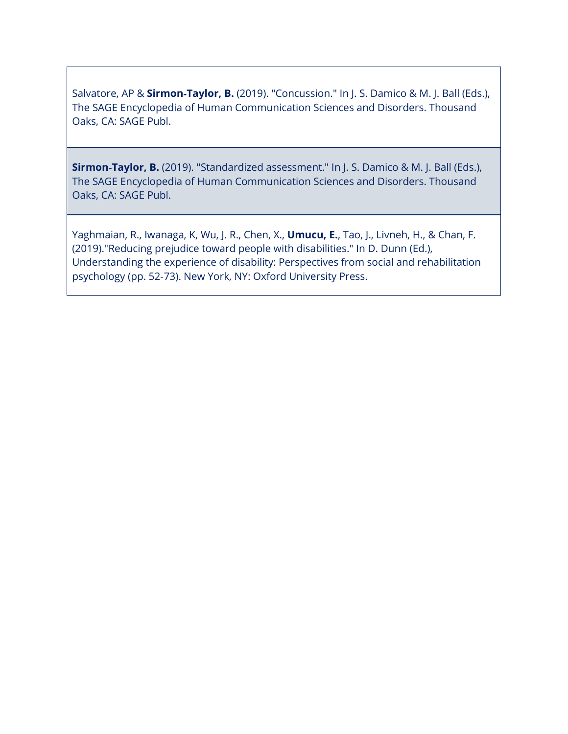Salvatore, AP & **Sirmon-Taylor, B.** (2019). "Concussion." In J. S. Damico & M. J. Ball (Eds.), The SAGE Encyclopedia of Human Communication Sciences and Disorders. Thousand Oaks, CA: SAGE Publ.

**Sirmon-Taylor, B.** (2019). "Standardized assessment." In J. S. Damico & M. J. Ball (Eds.), The SAGE Encyclopedia of Human Communication Sciences and Disorders. Thousand Oaks, CA: SAGE Publ.

Yaghmaian, R., Iwanaga, K, Wu, J. R., Chen, X., **Umucu, E.**, Tao, J., Livneh, H., & Chan, F. (2019)."Reducing prejudice toward people with disabilities." In D. Dunn (Ed.), Understanding the experience of disability: Perspectives from social and rehabilitation psychology (pp. 52-73). New York, NY: Oxford University Press.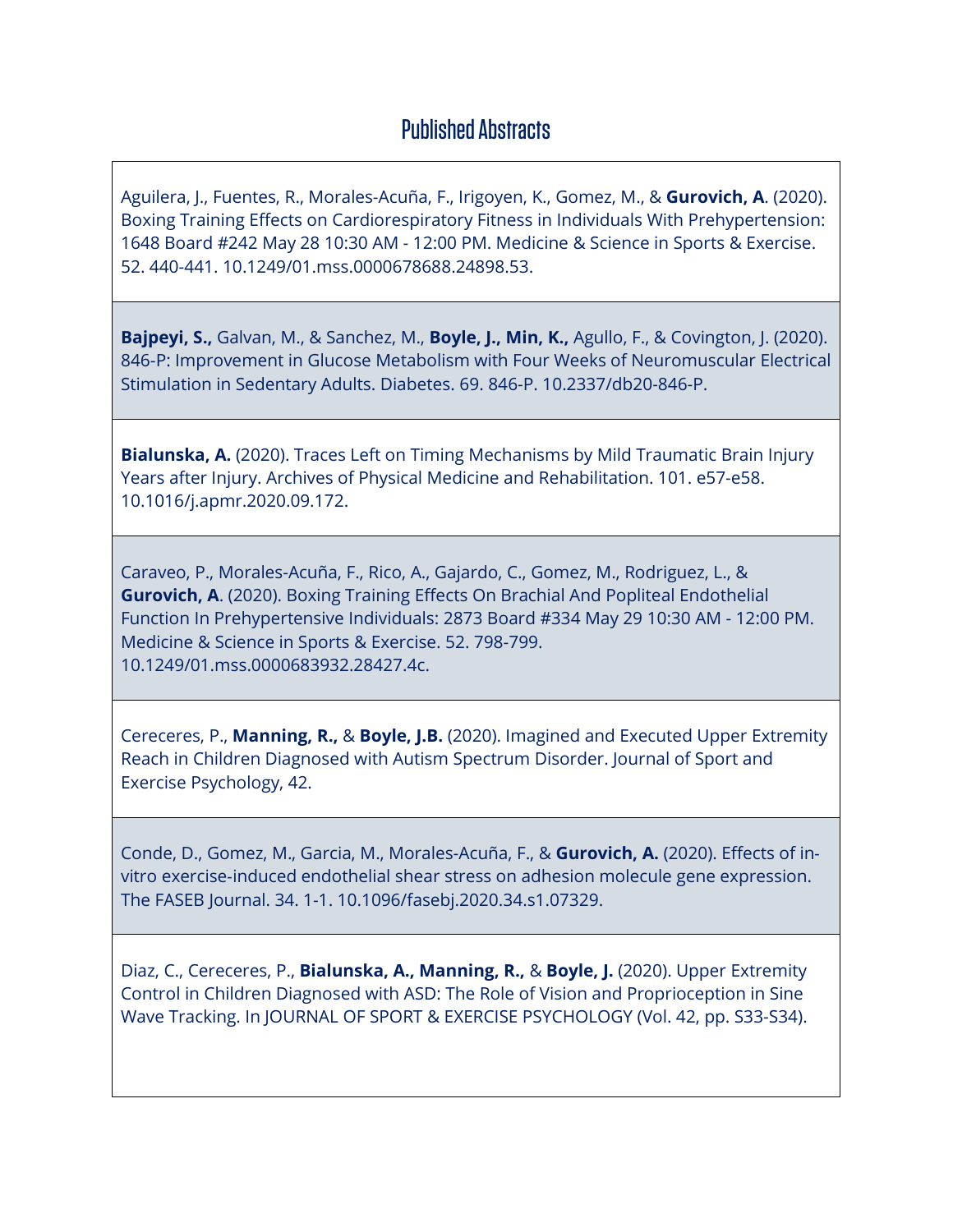## Published Abstracts

Aguilera, J., Fuentes, R., Morales-Acuña, F., Irigoyen, K., Gomez, M., & **Gurovich, A**. (2020). Boxing Training Effects on Cardiorespiratory Fitness in Individuals With Prehypertension: 1648 Board #242 May 28 10:30 AM - 12:00 PM. Medicine & Science in Sports & Exercise. 52. 440-441. 10.1249/01.mss.0000678688.24898.53.

**Bajpeyi, S.,** Galvan, M., & Sanchez, M., **Boyle, J., Min, K.,** Agullo, F., & Covington, J. (2020). 846-P: Improvement in Glucose Metabolism with Four Weeks of Neuromuscular Electrical Stimulation in Sedentary Adults. Diabetes. 69. 846-P. 10.2337/db20-846-P.

**Bialunska, A.** (2020). Traces Left on Timing Mechanisms by Mild Traumatic Brain Injury Years after Injury. Archives of Physical Medicine and Rehabilitation. 101. e57-e58. 10.1016/j.apmr.2020.09.172.

Caraveo, P., Morales-Acuña, F., Rico, A., Gajardo, C., Gomez, M., Rodriguez, L., & **Gurovich, A**. (2020). Boxing Training Effects On Brachial And Popliteal Endothelial Function In Prehypertensive Individuals: 2873 Board #334 May 29 10:30 AM - 12:00 PM. Medicine & Science in Sports & Exercise. 52. 798-799. 10.1249/01.mss.0000683932.28427.4c.

Cereceres, P., **Manning, R.,** & **Boyle, J.B.** (2020). Imagined and Executed Upper Extremity Reach in Children Diagnosed with Autism Spectrum Disorder. Journal of Sport and Exercise Psychology, 42.

Conde, D., Gomez, M., Garcia, M., Morales-Acuña, F., & **Gurovich, A.** (2020). Effects of in-vitro exercise-induced endothelial shear stress on adhesion molecule gene expression. The FASEB Journal. 34. 1-1. 10.1096/fasebj.2020.34.s1.07329.

Diaz, C., Cereceres, P., **Bialunska, A., Manning, R.,** & **Boyle, J.** (2020). Upper Extremity Control in Children Diagnosed with ASD: The Role of Vision and Proprioception in Sine Wave Tracking. In JOURNAL OF SPORT & EXERCISE PSYCHOLOGY (Vol. 42, pp. S33-S34).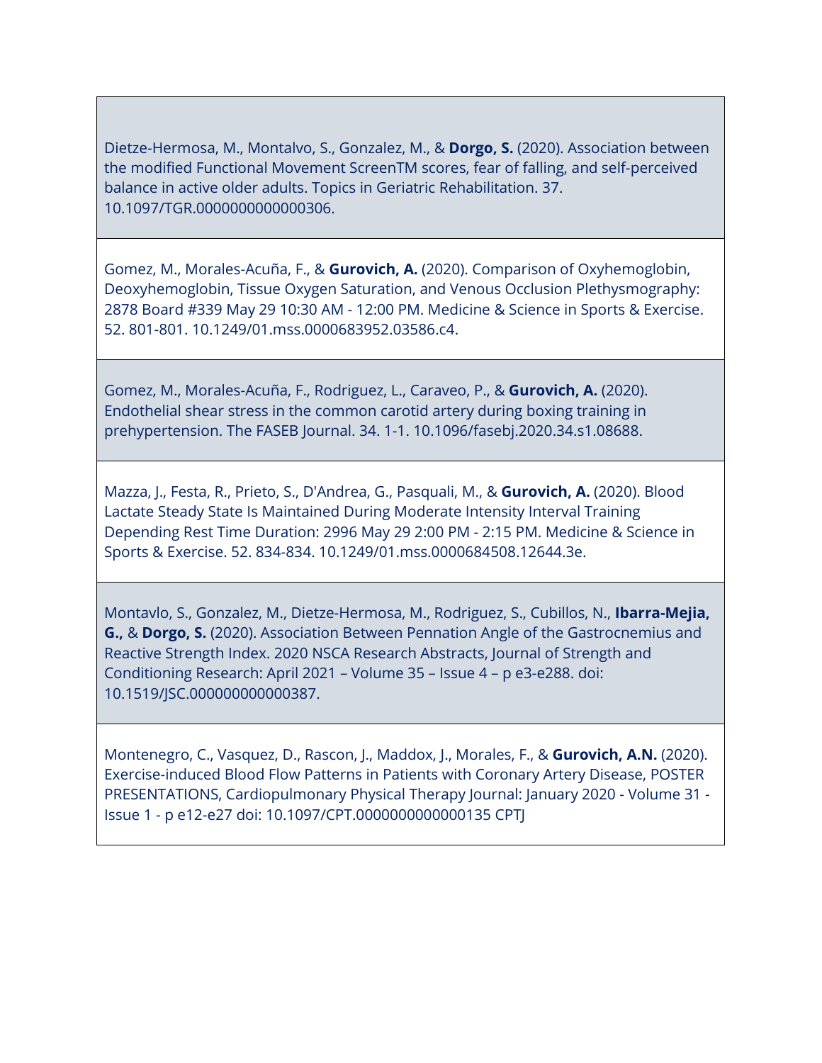Dietze-Hermosa, M., Montalvo, S., Gonzalez, M., & **Dorgo, S.** (2020). Association between the modified Functional Movement ScreenTM scores, fear of falling, and self-perceived balance in active older adults. Topics in Geriatric Rehabilitation. 37. 10.1097/TGR.0000000000000306.

Gomez, M., Morales-Acuña, F., & **Gurovich, A.** (2020). Comparison of Oxyhemoglobin, Deoxyhemoglobin, Tissue Oxygen Saturation, and Venous Occlusion Plethysmography: 2878 Board #339 May 29 10:30 AM - 12:00 PM. Medicine & Science in Sports & Exercise. 52. 801-801. 10.1249/01.mss.0000683952.03586.c4.

Gomez, M., Morales-Acuña, F., Rodriguez, L., Caraveo, P., & **Gurovich, A.** (2020). Endothelial shear stress in the common carotid artery during boxing training in prehypertension. The FASEB Journal. 34. 1-1. 10.1096/fasebj.2020.34.s1.08688.

Mazza, J., Festa, R., Prieto, S., D'Andrea, G., Pasquali, M., & **Gurovich, A.** (2020). Blood Lactate Steady State Is Maintained During Moderate Intensity Interval Training Depending Rest Time Duration: 2996 May 29 2:00 PM - 2:15 PM. Medicine & Science in Sports & Exercise. 52. 834-834. 10.1249/01.mss.0000684508.12644.3e.

Montavlo, S., Gonzalez, M., Dietze-Hermosa, M., Rodriguez, S., Cubillos, N., **Ibarra-Mejia, G.,** & **Dorgo, S.** (2020). Association Between Pennation Angle of the Gastrocnemius and Reactive Strength Index. 2020 NSCA Research Abstracts, Journal of Strength and Conditioning Research: April 2021 – Volume 35 – Issue 4 – p e3-e288. doi: 10.1519/JSC.000000000000387.

Montenegro, C., Vasquez, D., Rascon, J., Maddox, J., Morales, F., & **Gurovich, A.N.** (2020). Exercise-induced Blood Flow Patterns in Patients with Coronary Artery Disease, POSTER PRESENTATIONS, Cardiopulmonary Physical Therapy Journal: January 2020 - Volume 31 - Issue 1 - p e12-e27 doi: 10.1097/CPT.0000000000000135 CPTJ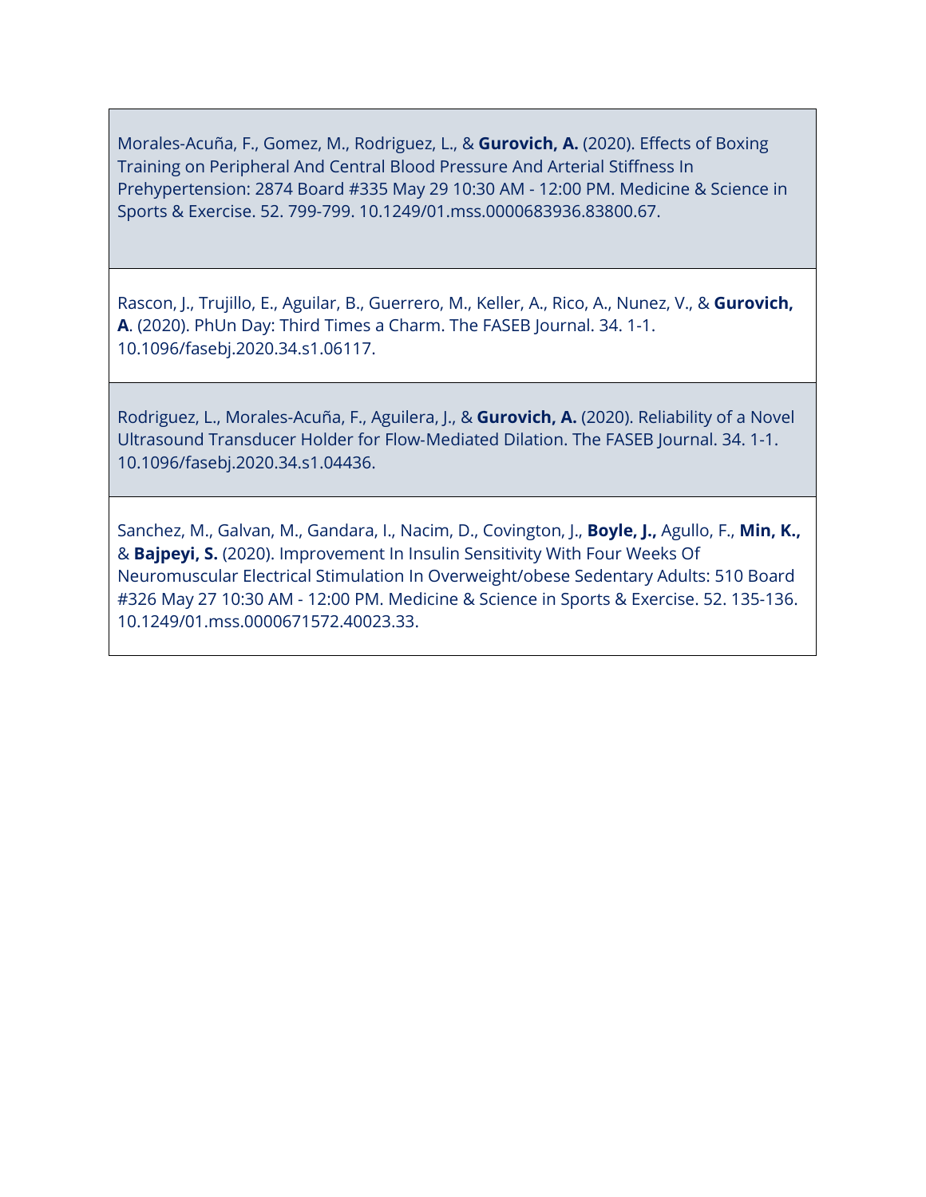Morales-Acuña, F., Gomez, M., Rodriguez, L., & **Gurovich, A.** (2020). Effects of Boxing Training on Peripheral And Central Blood Pressure And Arterial Stiffness In Prehypertension: 2874 Board #335 May 29 10:30 AM - 12:00 PM. Medicine & Science in Sports & Exercise. 52. 799-799. 10.1249/01.mss.0000683936.83800.67.

Rascon, J., Trujillo, E., Aguilar, B., Guerrero, M., Keller, A., Rico, A., Nunez, V., & **Gurovich, A**. (2020). PhUn Day: Third Times a Charm. The FASEB Journal. 34. 1-1. 10.1096/fasebj.2020.34.s1.06117.

Rodriguez, L., Morales-Acuña, F., Aguilera, J., & **Gurovich, A.** (2020). Reliability of a Novel Ultrasound Transducer Holder for Flow-Mediated Dilation. The FASEB Journal. 34. 1-1. 10.1096/fasebj.2020.34.s1.04436.

Sanchez, M., Galvan, M., Gandara, I., Nacim, D., Covington, J., **Boyle, J.,** Agullo, F., **Min, K.,** & **Bajpeyi, S.** (2020). Improvement In Insulin Sensitivity With Four Weeks Of Neuromuscular Electrical Stimulation In Overweight/obese Sedentary Adults: 510 Board #326 May 27 10:30 AM - 12:00 PM. Medicine & Science in Sports & Exercise. 52. 135-136. 10.1249/01.mss.0000671572.40023.33.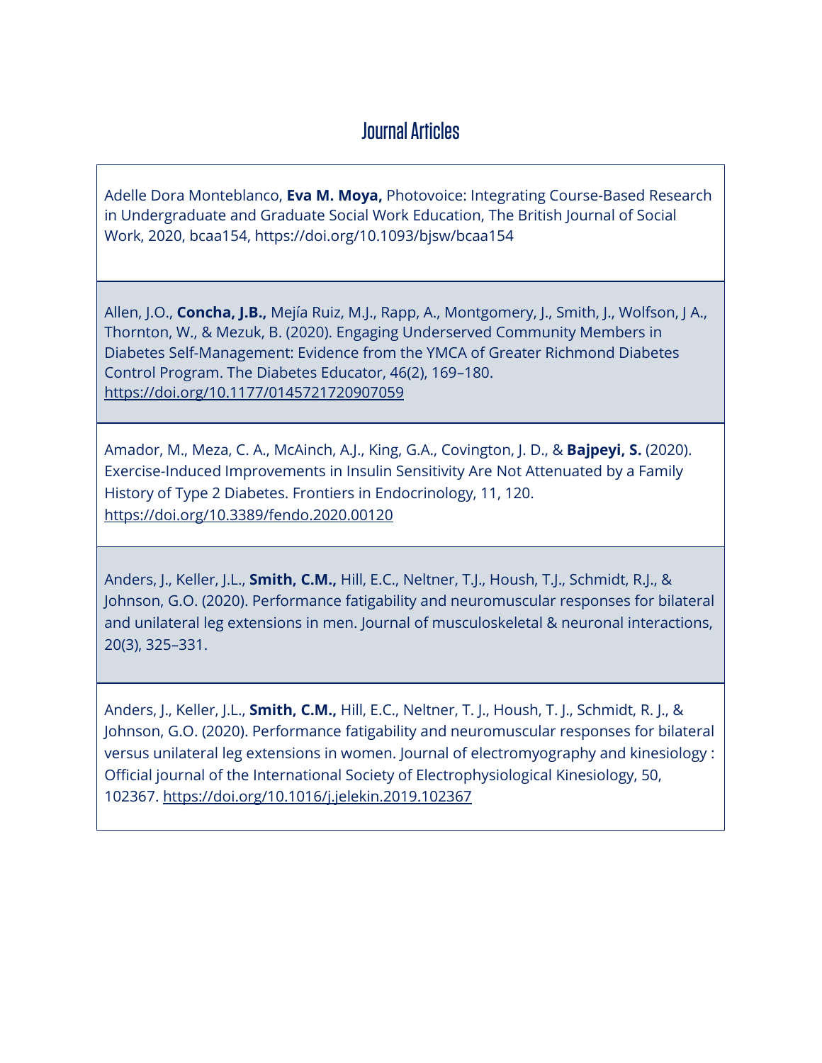# Journal Articles

Adelle Dora Monteblanco, **Eva M. Moya,** Photovoice: Integrating Course-Based Research in Undergraduate and Graduate Social Work Education, The British Journal of Social Work, 2020, bcaa154, https://doi.org/10.1093/bjsw/bcaa154

Allen, J.O., **Concha, J.B.,** Mejía Ruiz, M.J., Rapp, A., Montgomery, J., Smith, J., Wolfson, J A., Thornton, W., & Mezuk, B. (2020). Engaging Underserved Community Members in Diabetes Self-Management: Evidence from the YMCA of Greater Richmond Diabetes Control Program. The Diabetes Educator, 46(2), 169–180. https://doi.org/10.1177/0145721720907059

Amador, M., Meza, C. A., McAinch, A.J., King, G.A., Covington, J. D., & **Bajpeyi, S.** (2020). Exercise-Induced Improvements in Insulin Sensitivity Are Not Attenuated by a Family History of Type 2 Diabetes. Frontiers in Endocrinology, 11, 120. https://doi.org/10.3389/fendo.2020.00120

Anders, J., Keller, J.L., **Smith, C.M.,** Hill, E.C., Neltner, T.J., Housh, T.J., Schmidt, R.J., & Johnson, G.O. (2020). Performance fatigability and neuromuscular responses for bilateral and unilateral leg extensions in men. Journal of musculoskeletal & neuronal interactions, 20(3), 325–331.

Anders, J., Keller, J.L., **Smith, C.M.,** Hill, E.C., Neltner, T. J., Housh, T. J., Schmidt, R. J., & Johnson, G.O. (2020). Performance fatigability and neuromuscular responses for bilateral versus unilateral leg extensions in women. Journal of electromyography and kinesiology : Official journal of the International Society of Electrophysiological Kinesiology, 50, 102367. https://doi.org/10.1016/j.jelekin.2019.102367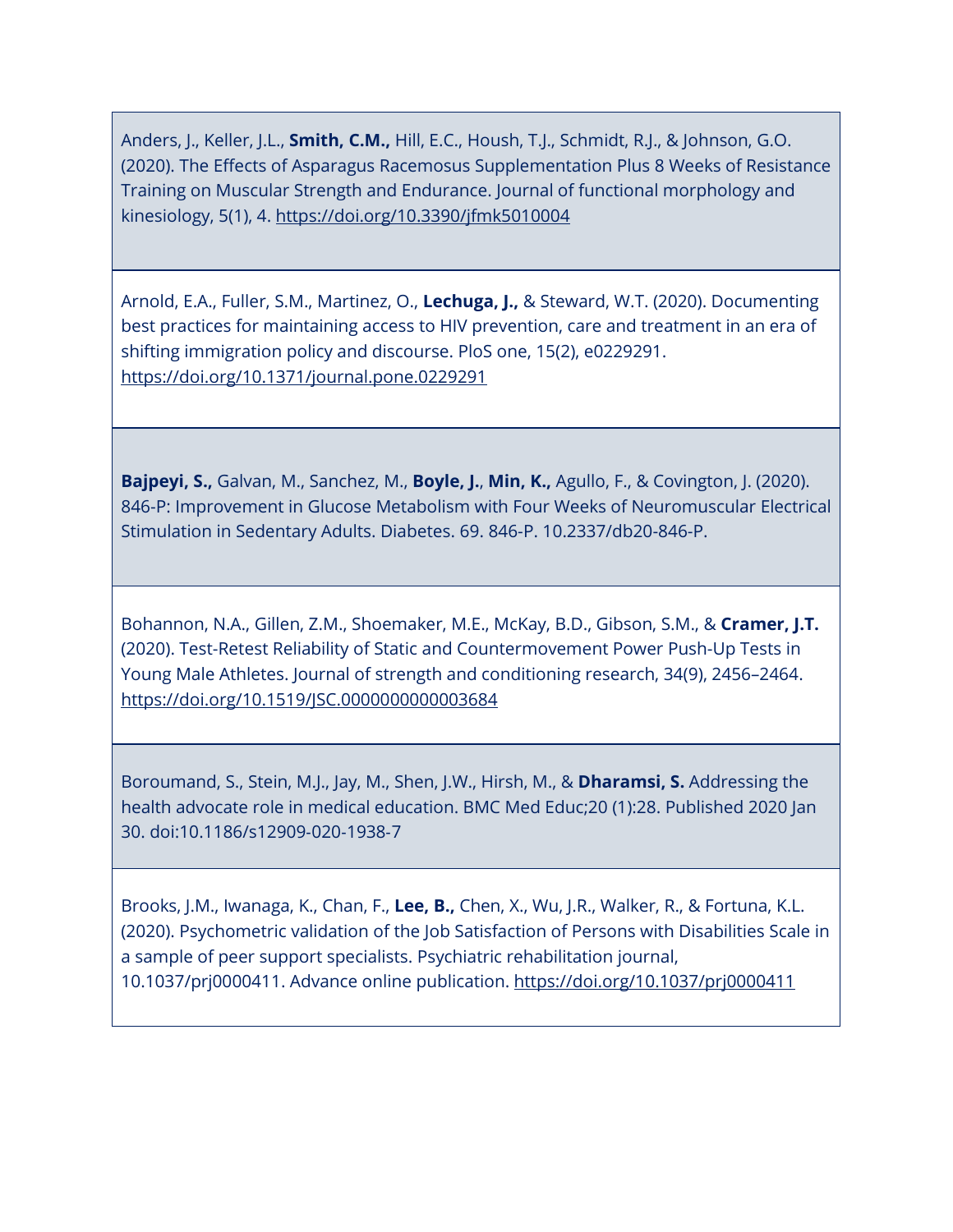Anders, J., Keller, J.L., **Smith, C.M.,** Hill, E.C., Housh, T.J., Schmidt, R.J., & Johnson, G.O. (2020). The Effects of Asparagus Racemosus Supplementation Plus 8 Weeks of Resistance Training on Muscular Strength and Endurance. Journal of functional morphology and kinesiology, 5(1), 4. https://doi.org/10.3390/jfmk5010004

Arnold, E.A., Fuller, S.M., Martinez, O., **Lechuga, J.,** & Steward, W.T. (2020). Documenting best practices for maintaining access to HIV prevention, care and treatment in an era of shifting immigration policy and discourse. PloS one, 15(2), e0229291. https://doi.org/10.1371/journal.pone.0229291

**Bajpeyi, S.,** Galvan, M., Sanchez, M., **Boyle, J.**, **Min, K.,** Agullo, F., & Covington, J. (2020). 846-P: Improvement in Glucose Metabolism with Four Weeks of Neuromuscular Electrical Stimulation in Sedentary Adults. Diabetes. 69. 846-P. 10.2337/db20-846-P.

Bohannon, N.A., Gillen, Z.M., Shoemaker, M.E., McKay, B.D., Gibson, S.M., & **Cramer, J.T.** (2020). Test-Retest Reliability of Static and Countermovement Power Push-Up Tests in Young Male Athletes. Journal of strength and conditioning research, 34(9), 2456–2464. https://doi.org/10.1519/JSC.0000000000003684

Boroumand, S., Stein, M.J., Jay, M., Shen, J.W., Hirsh, M., & **Dharamsi, S.** Addressing the health advocate role in medical education. BMC Med Educ;20 (1):28. Published 2020 Jan 30. doi:10.1186/s12909-020-1938-7

Brooks, J.M., Iwanaga, K., Chan, F., **Lee, B.,** Chen, X., Wu, J.R., Walker, R., & Fortuna, K.L. (2020). Psychometric validation of the Job Satisfaction of Persons with Disabilities Scale in a sample of peer support specialists. Psychiatric rehabilitation journal, 10.1037/prj0000411. Advance online publication. https://doi.org/10.1037/prj0000411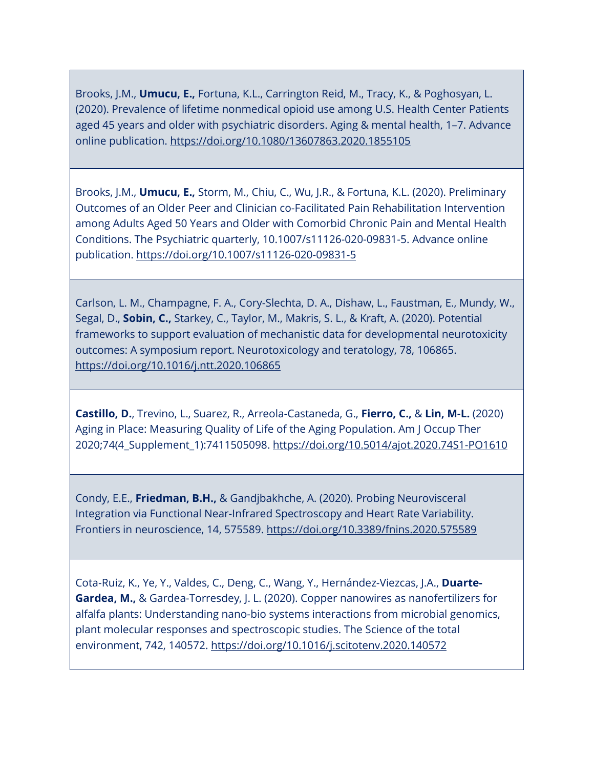Brooks, J.M., **Umucu, E.,** Fortuna, K.L., Carrington Reid, M., Tracy, K., & Poghosyan, L. (2020). Prevalence of lifetime nonmedical opioid use among U.S. Health Center Patients aged 45 years and older with psychiatric disorders. Aging & mental health, 1–7. Advance online publication. https://doi.org/10.1080/13607863.2020.1855105

Brooks, J.M., **Umucu, E.,** Storm, M., Chiu, C., Wu, J.R., & Fortuna, K.L. (2020). Preliminary Outcomes of an Older Peer and Clinician co-Facilitated Pain Rehabilitation Intervention among Adults Aged 50 Years and Older with Comorbid Chronic Pain and Mental Health Conditions. The Psychiatric quarterly, 10.1007/s11126-020-09831-5. Advance online publication. https://doi.org/10.1007/s11126-020-09831-5

Carlson, L. M., Champagne, F. A., Cory-Slechta, D. A., Dishaw, L., Faustman, E., Mundy, W., Segal, D., **Sobin, C.,** Starkey, C., Taylor, M., Makris, S. L., & Kraft, A. (2020). Potential frameworks to support evaluation of mechanistic data for developmental neurotoxicity outcomes: A symposium report. Neurotoxicology and teratology, 78, 106865. https://doi.org/10.1016/j.ntt.2020.106865

**Castillo, D.**, Trevino, L., Suarez, R., Arreola-Castaneda, G., **Fierro, C.,** & **Lin, M-L.** (2020) Aging in Place: Measuring Quality of Life of the Aging Population. Am J Occup Ther 2020;74(4_Supplement_1):7411505098. https://doi.org/10.5014/ajot.2020.74S1-PO1610

Condy, E.E., **Friedman, B.H.,** & Gandjbakhche, A. (2020). Probing Neurovisceral Integration via Functional Near-Infrared Spectroscopy and Heart Rate Variability. Frontiers in neuroscience, 14, 575589. https://doi.org/10.3389/fnins.2020.575589

Cota-Ruiz, K., Ye, Y., Valdes, C., Deng, C., Wang, Y., Hernández-Viezcas, J.A., **Duarte-Gardea, M.,** & Gardea-Torresdey, J. L. (2020). Copper nanowires as nanofertilizers for alfalfa plants: Understanding nano-bio systems interactions from microbial genomics, plant molecular responses and spectroscopic studies. The Science of the total environment, 742, 140572. https://doi.org/10.1016/j.scitotenv.2020.140572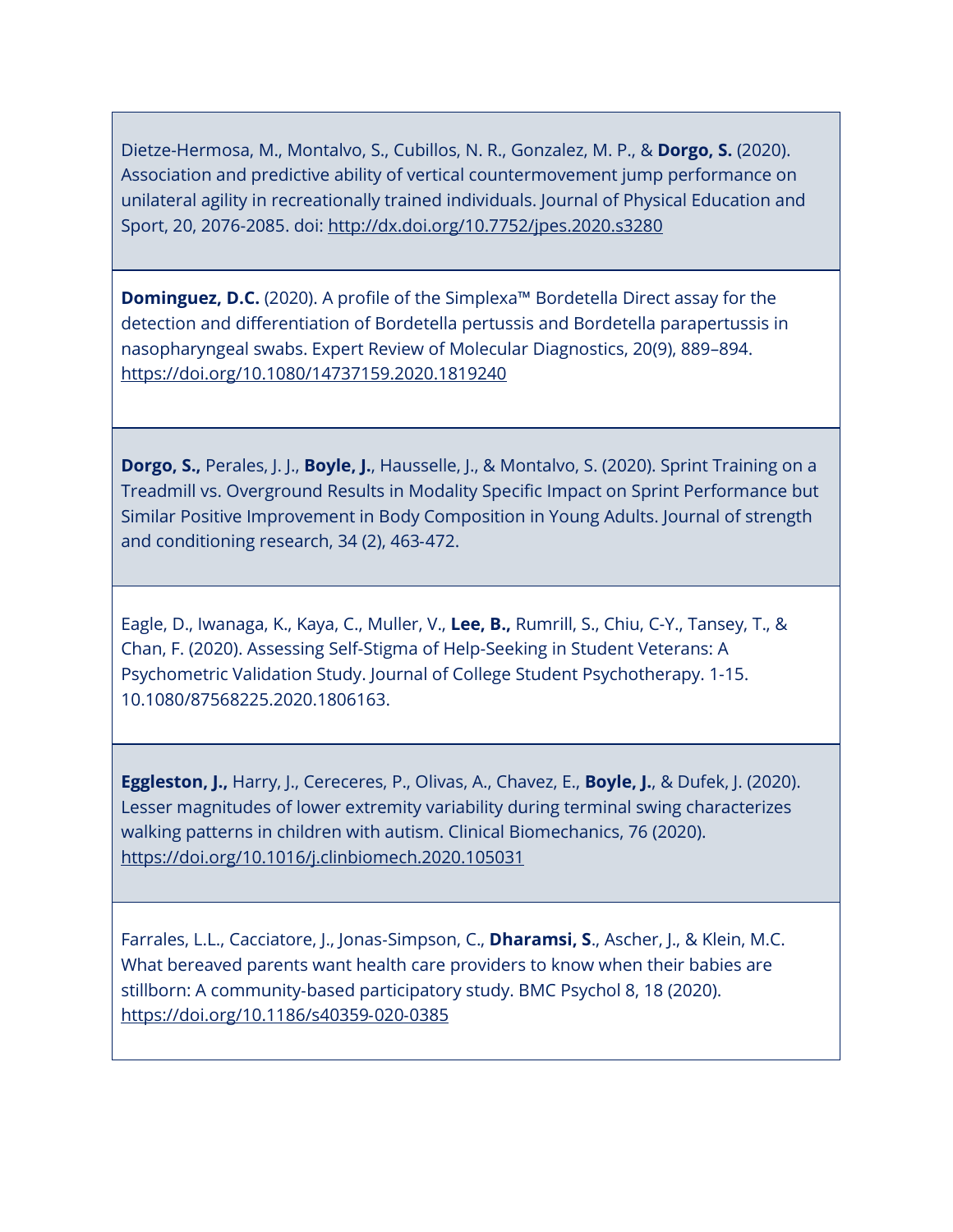Dietze-Hermosa, M., Montalvo, S., Cubillos, N. R., Gonzalez, M. P., & **Dorgo, S.** (2020). Association and predictive ability of vertical countermovement jump performance on unilateral agility in recreationally trained individuals. Journal of Physical Education and Sport, 20, 2076-2085. doi: http://dx.doi.org/10.7752/jpes.2020.s3280

**Dominguez, D.C.** (2020). A profile of the Simplexa™ Bordetella Direct assay for the detection and differentiation of Bordetella pertussis and Bordetella parapertussis in nasopharyngeal swabs. Expert Review of Molecular Diagnostics, 20(9), 889–894. https://doi.org/10.1080/14737159.2020.1819240

**Dorgo, S.,** Perales, J. J., **Boyle, J.**, Hausselle, J., & Montalvo, S. (2020). Sprint Training on a Treadmill vs. Overground Results in Modality Specific Impact on Sprint Performance but Similar Positive Improvement in Body Composition in Young Adults. Journal of strength and conditioning research, 34 (2), 463-472.

Eagle, D., Iwanaga, K., Kaya, C., Muller, V., **Lee, B.,** Rumrill, S., Chiu, C-Y., Tansey, T., & Chan, F. (2020). Assessing Self-Stigma of Help-Seeking in Student Veterans: A Psychometric Validation Study. Journal of College Student Psychotherapy. 1-15. 10.1080/87568225.2020.1806163.

**Eggleston, J.,** Harry, J., Cereceres, P., Olivas, A., Chavez, E., **Boyle, J.**, & Dufek, J. (2020). Lesser magnitudes of lower extremity variability during terminal swing characterizes walking patterns in children with autism. Clinical Biomechanics, 76 (2020). https://doi.org/10.1016/j.clinbiomech.2020.105031

Farrales, L.L., Cacciatore, J., Jonas-Simpson, C., **Dharamsi, S**., Ascher, J., & Klein, M.C. What bereaved parents want health care providers to know when their babies are stillborn: A community-based participatory study. BMC Psychol 8, 18 (2020). https://doi.org/10.1186/s40359-020-0385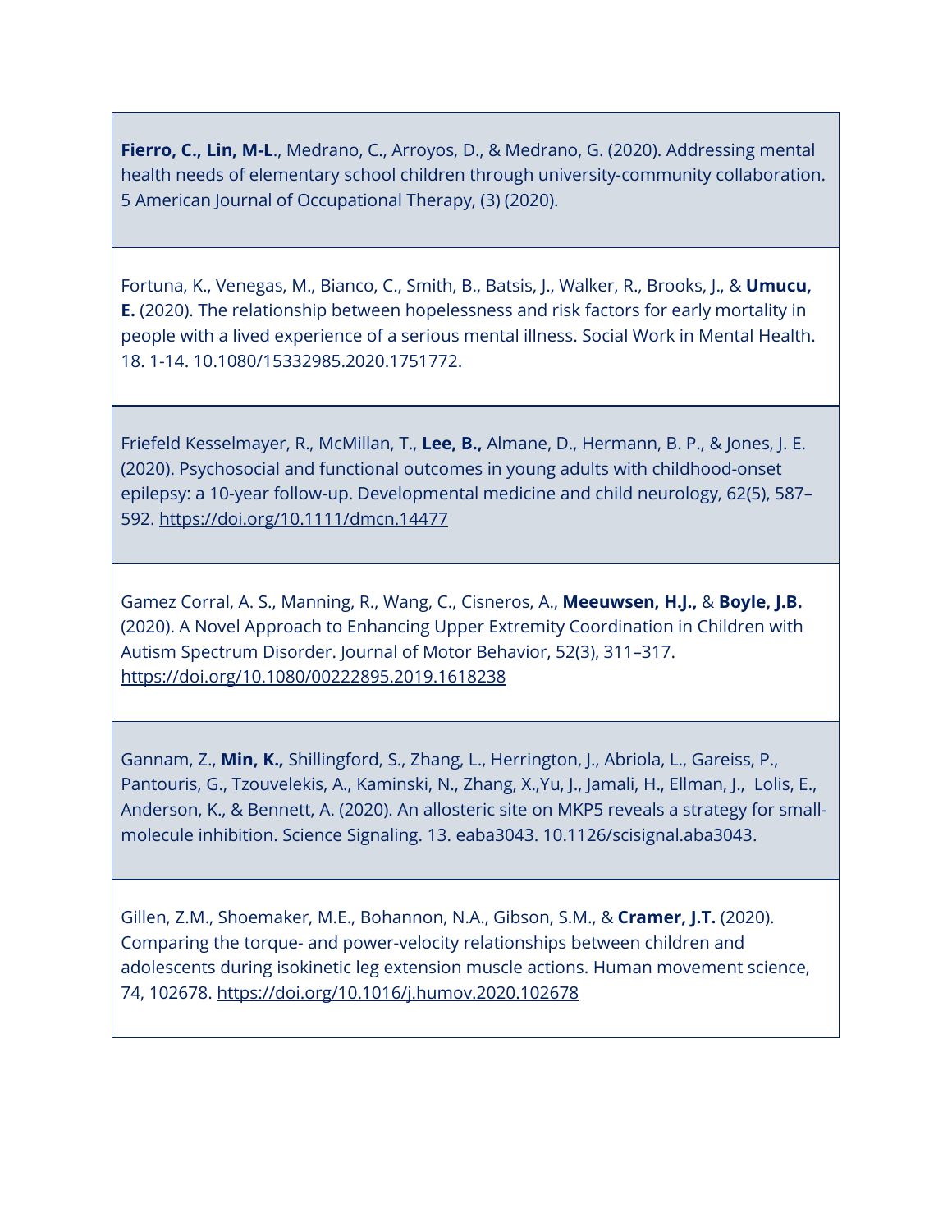**Fierro, C., Lin, M-L**., Medrano, C., Arroyos, D., & Medrano, G. (2020). Addressing mental health needs of elementary school children through university-community collaboration. 5 American Journal of Occupational Therapy, (3) (2020).

Fortuna, K., Venegas, M., Bianco, C., Smith, B., Batsis, J., Walker, R., Brooks, J., & **Umucu, E.** (2020). The relationship between hopelessness and risk factors for early mortality in people with a lived experience of a serious mental illness. Social Work in Mental Health. 18. 1-14. 10.1080/15332985.2020.1751772.

Friefeld Kesselmayer, R., McMillan, T., **Lee, B.,** Almane, D., Hermann, B. P., & Jones, J. E. (2020). Psychosocial and functional outcomes in young adults with childhood-onset epilepsy: a 10-year follow-up. Developmental medicine and child neurology, 62(5), 587–592. https://doi.org/10.1111/dmcn.14477

Gamez Corral, A. S., Manning, R., Wang, C., Cisneros, A., **Meeuwsen, H.J.,** & **Boyle, J.B.** (2020). A Novel Approach to Enhancing Upper Extremity Coordination in Children with Autism Spectrum Disorder. Journal of Motor Behavior, 52(3), 311–317. https://doi.org/10.1080/00222895.2019.1618238

Gannam, Z., **Min, K.,** Shillingford, S., Zhang, L., Herrington, J., Abriola, L., Gareiss, P., Pantouris, G., Tzouvelekis, A., Kaminski, N., Zhang, X.,Yu, J., Jamali, H., Ellman, J., Lolis, E., Anderson, K., & Bennett, A. (2020). An allosteric site on MKP5 reveals a strategy for small-molecule inhibition. Science Signaling. 13. eaba3043. 10.1126/scisignal.aba3043.

Gillen, Z.M., Shoemaker, M.E., Bohannon, N.A., Gibson, S.M., & **Cramer, J.T.** (2020). Comparing the torque- and power-velocity relationships between children and adolescents during isokinetic leg extension muscle actions. Human movement science, 74, 102678. https://doi.org/10.1016/j.humov.2020.102678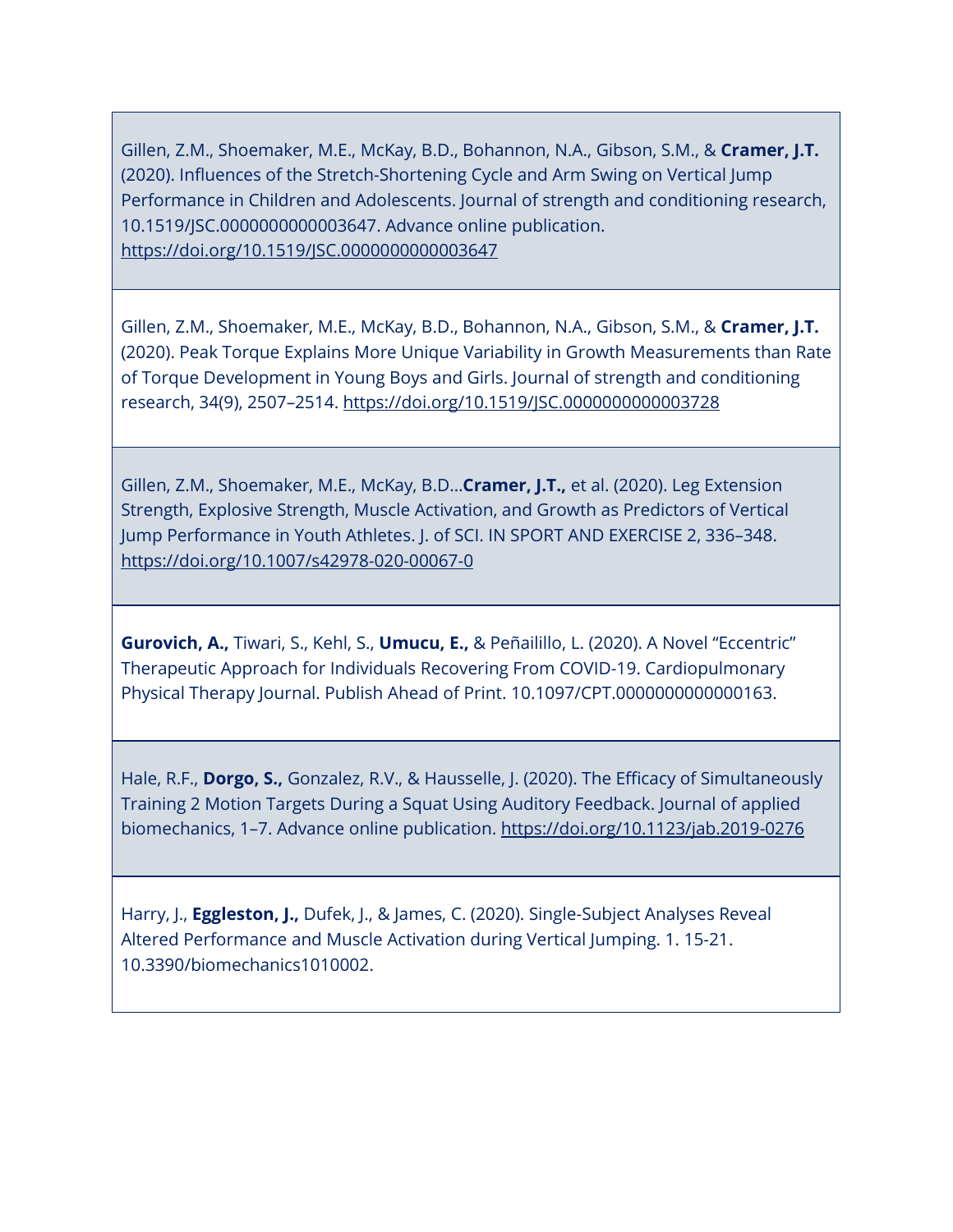Gillen, Z.M., Shoemaker, M.E., McKay, B.D., Bohannon, N.A., Gibson, S.M., & **Cramer, J.T.** (2020). Influences of the Stretch-Shortening Cycle and Arm Swing on Vertical Jump Performance in Children and Adolescents. Journal of strength and conditioning research, 10.1519/JSC.0000000000003647. Advance online publication. https://doi.org/10.1519/JSC.0000000000003647

Gillen, Z.M., Shoemaker, M.E., McKay, B.D., Bohannon, N.A., Gibson, S.M., & **Cramer, J.T.** (2020). Peak Torque Explains More Unique Variability in Growth Measurements than Rate of Torque Development in Young Boys and Girls. Journal of strength and conditioning research, 34(9), 2507–2514. https://doi.org/10.1519/JSC.0000000000003728

Gillen, Z.M., Shoemaker, M.E., McKay, B.D...**Cramer, J.T.,** et al. (2020). Leg Extension Strength, Explosive Strength, Muscle Activation, and Growth as Predictors of Vertical Jump Performance in Youth Athletes. J. of SCI. IN SPORT AND EXERCISE 2, 336–348. https://doi.org/10.1007/s42978-020-00067-0

**Gurovich, A.,** Tiwari, S., Kehl, S., **Umucu, E.,** & Peñailillo, L. (2020). A Novel "Eccentric" Therapeutic Approach for Individuals Recovering From COVID-19. Cardiopulmonary Physical Therapy Journal. Publish Ahead of Print. 10.1097/CPT.0000000000000163.

Hale, R.F., **Dorgo, S.,** Gonzalez, R.V., & Hausselle, J. (2020). The Efficacy of Simultaneously Training 2 Motion Targets During a Squat Using Auditory Feedback. Journal of applied biomechanics, 1–7. Advance online publication. https://doi.org/10.1123/jab.2019-0276

Harry, J., **Eggleston, J.,** Dufek, J., & James, C. (2020). Single-Subject Analyses Reveal Altered Performance and Muscle Activation during Vertical Jumping. 1. 15-21. 10.3390/biomechanics1010002.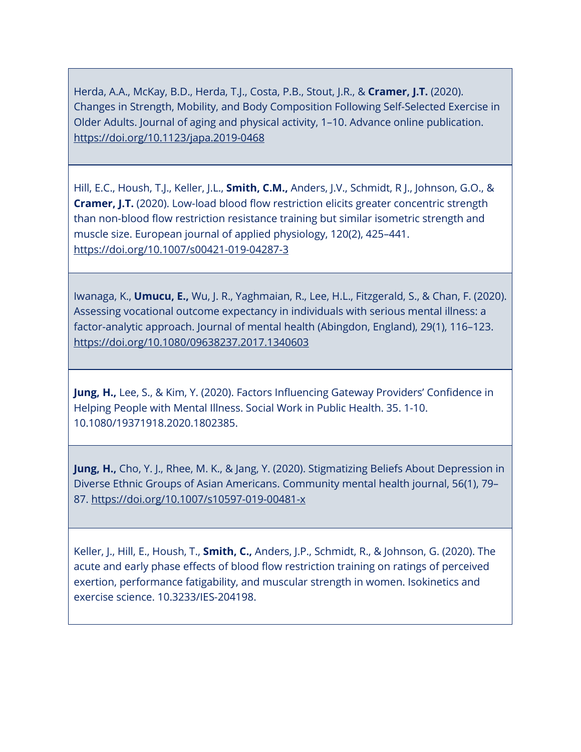Herda, A.A., McKay, B.D., Herda, T.J., Costa, P.B., Stout, J.R., & **Cramer, J.T.** (2020). Changes in Strength, Mobility, and Body Composition Following Self-Selected Exercise in Older Adults. Journal of aging and physical activity, 1–10. Advance online publication. https://doi.org/10.1123/japa.2019-0468

Hill, E.C., Housh, T.J., Keller, J.L., **Smith, C.M.,** Anders, J.V., Schmidt, R J., Johnson, G.O., & **Cramer, J.T.** (2020). Low-load blood flow restriction elicits greater concentric strength than non-blood flow restriction resistance training but similar isometric strength and muscle size. European journal of applied physiology, 120(2), 425–441. https://doi.org/10.1007/s00421-019-04287-3

Iwanaga, K., **Umucu, E.,** Wu, J. R., Yaghmaian, R., Lee, H.L., Fitzgerald, S., & Chan, F. (2020). Assessing vocational outcome expectancy in individuals with serious mental illness: a factor-analytic approach. Journal of mental health (Abingdon, England), 29(1), 116–123. https://doi.org/10.1080/09638237.2017.1340603

**Jung, H.,** Lee, S., & Kim, Y. (2020). Factors Influencing Gateway Providers' Confidence in Helping People with Mental Illness. Social Work in Public Health. 35. 1-10. 10.1080/19371918.2020.1802385.

**Jung, H.,** Cho, Y. J., Rhee, M. K., & Jang, Y. (2020). Stigmatizing Beliefs About Depression in Diverse Ethnic Groups of Asian Americans. Community mental health journal, 56(1), 79–87. https://doi.org/10.1007/s10597-019-00481-x

Keller, J., Hill, E., Housh, T., **Smith, C.,** Anders, J.P., Schmidt, R., & Johnson, G. (2020). The acute and early phase effects of blood flow restriction training on ratings of perceived exertion, performance fatigability, and muscular strength in women. Isokinetics and exercise science. 10.3233/IES-204198.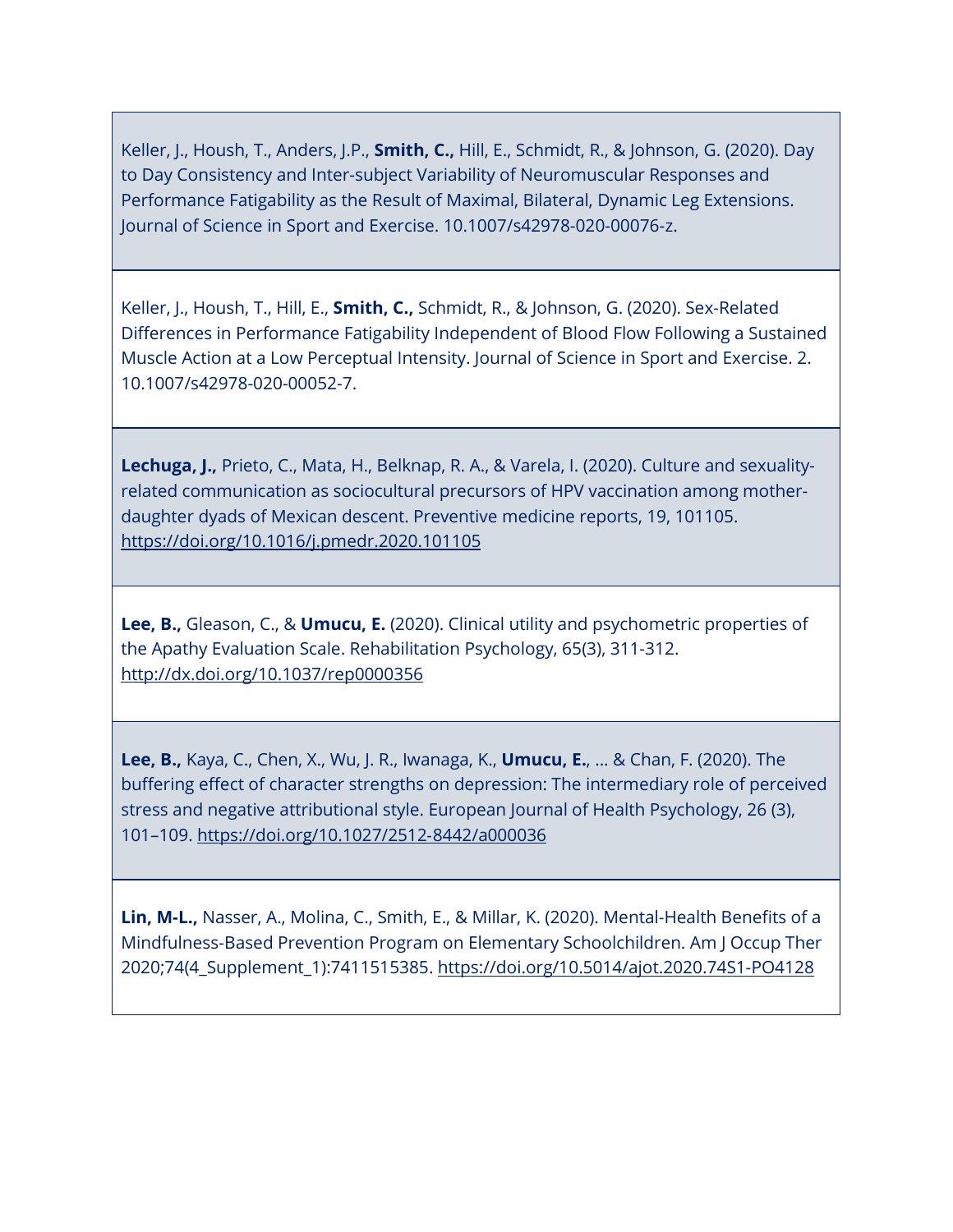Keller, J., Housh, T., Anders, J.P., **Smith, C.,** Hill, E., Schmidt, R., & Johnson, G. (2020). Day to Day Consistency and Inter-subject Variability of Neuromuscular Responses and Performance Fatigability as the Result of Maximal, Bilateral, Dynamic Leg Extensions. Journal of Science in Sport and Exercise. 10.1007/s42978-020-00076-z.

Keller, J., Housh, T., Hill, E., **Smith, C.,** Schmidt, R., & Johnson, G. (2020). Sex-Related Differences in Performance Fatigability Independent of Blood Flow Following a Sustained Muscle Action at a Low Perceptual Intensity. Journal of Science in Sport and Exercise. 2. 10.1007/s42978-020-00052-7.

**Lechuga, J.,** Prieto, C., Mata, H., Belknap, R. A., & Varela, I. (2020). Culture and sexuality-related communication as sociocultural precursors of HPV vaccination among mother-daughter dyads of Mexican descent. Preventive medicine reports, 19, 101105. https://doi.org/10.1016/j.pmedr.2020.101105

**Lee, B.,** Gleason, C., & **Umucu, E.** (2020). Clinical utility and psychometric properties of the Apathy Evaluation Scale. Rehabilitation Psychology, 65(3), 311-312. http://dx.doi.org/10.1037/rep0000356

**Lee, B.,** Kaya, C., Chen, X., Wu, J. R., Iwanaga, K., **Umucu, E.**, ... & Chan, F. (2020). The buffering effect of character strengths on depression: The intermediary role of perceived stress and negative attributional style. European Journal of Health Psychology, 26 (3), 101–109. https://doi.org/10.1027/2512-8442/a000036

**Lin, M-L.,** Nasser, A., Molina, C., Smith, E., & Millar, K. (2020). Mental-Health Benefits of a Mindfulness-Based Prevention Program on Elementary Schoolchildren. Am J Occup Ther 2020;74(4_Supplement_1):7411515385. https://doi.org/10.5014/ajot.2020.74S1-PO4128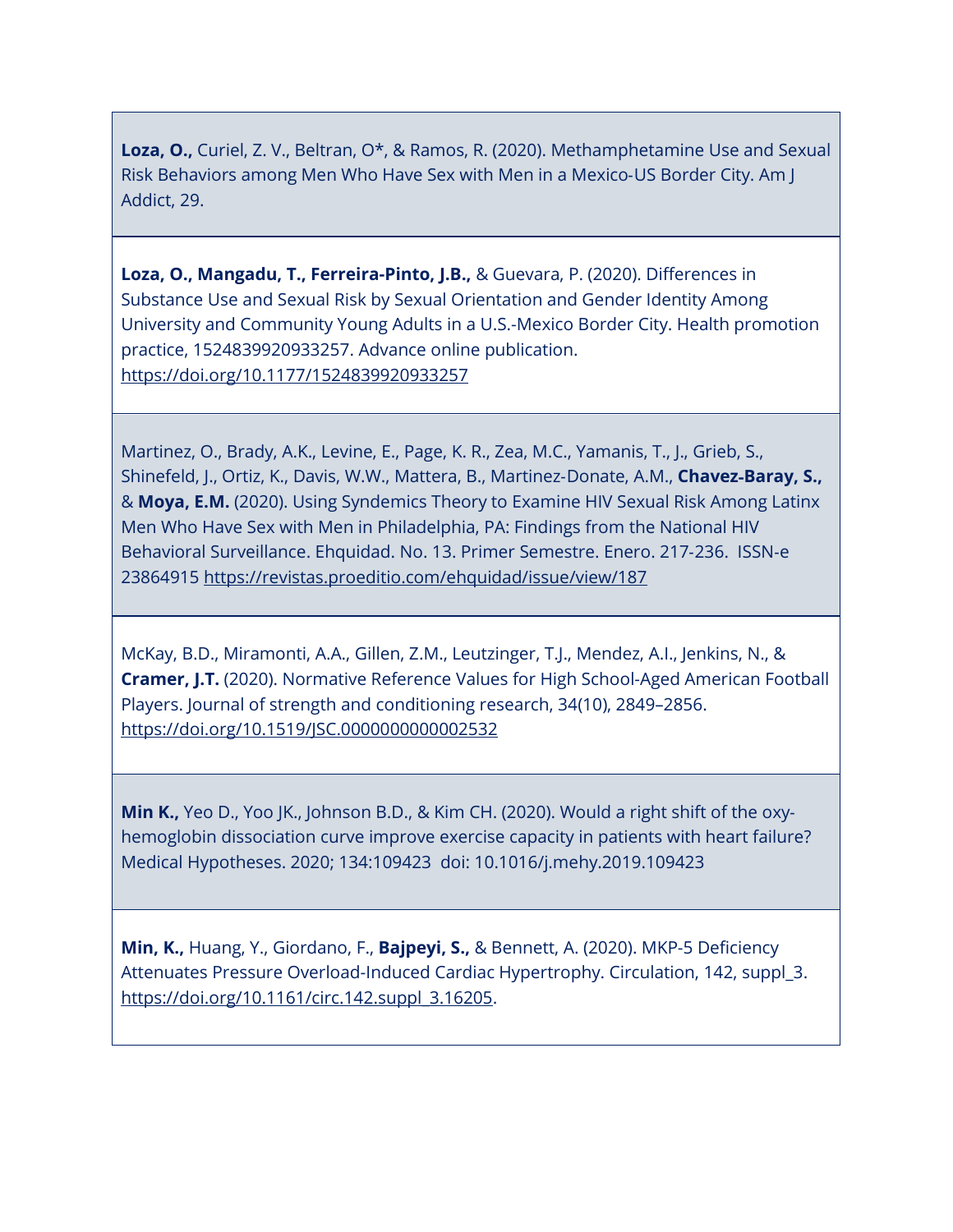**Loza, O.,** Curiel, Z. V., Beltran, O*, & Ramos, R. (2020). Methamphetamine Use and Sexual Risk Behaviors among Men Who Have Sex with Men in a Mexico-US Border City. Am J Addict, 29.

**Loza, O., Mangadu, T., Ferreira-Pinto, J.B.,** & Guevara, P. (2020). Differences in Substance Use and Sexual Risk by Sexual Orientation and Gender Identity Among University and Community Young Adults in a U.S.-Mexico Border City. Health promotion practice, 1524839920933257. Advance online publication. https://doi.org/10.1177/1524839920933257

Martinez, O., Brady, A.K., Levine, E., Page, K. R., Zea, M.C., Yamanis, T., J., Grieb, S., Shinefeld, J., Ortiz, K., Davis, W.W., Mattera, B., Martinez-Donate, A.M., **Chavez-Baray, S.,** & **Moya, E.M.** (2020). Using Syndemics Theory to Examine HIV Sexual Risk Among Latinx Men Who Have Sex with Men in Philadelphia, PA: Findings from the National HIV Behavioral Surveillance. Ehquidad. No. 13. Primer Semestre. Enero. 217-236. ISSN-e 23864915 https://revistas.proeditio.com/ehquidad/issue/view/187

McKay, B.D., Miramonti, A.A., Gillen, Z.M., Leutzinger, T.J., Mendez, A.I., Jenkins, N., & **Cramer, J.T.** (2020). Normative Reference Values for High School-Aged American Football Players. Journal of strength and conditioning research, 34(10), 2849–2856. https://doi.org/10.1519/JSC.0000000000002532

**Min K.,** Yeo D., Yoo JK., Johnson B.D., & Kim CH. (2020). Would a right shift of the oxy-hemoglobin dissociation curve improve exercise capacity in patients with heart failure? Medical Hypotheses. 2020; 134:109423 doi: 10.1016/j.mehy.2019.109423

**Min, K.,** Huang, Y., Giordano, F., **Bajpeyi, S.,** & Bennett, A. (2020). MKP-5 Deficiency Attenuates Pressure Overload-Induced Cardiac Hypertrophy. Circulation, 142, suppl_3. https://doi.org/10.1161/circ.142.suppl_3.16205.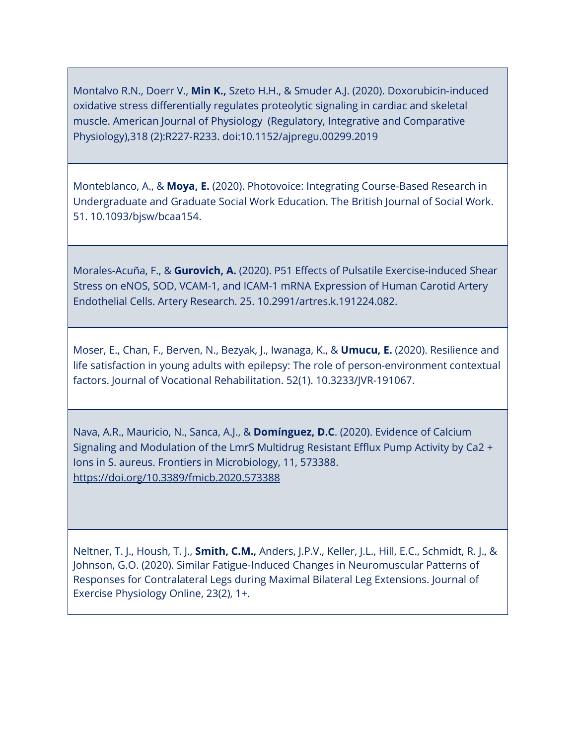Montalvo R.N., Doerr V., **Min K.,** Szeto H.H., & Smuder A.J. (2020). Doxorubicin-induced oxidative stress differentially regulates proteolytic signaling in cardiac and skeletal muscle. American Journal of Physiology (Regulatory, Integrative and Comparative Physiology),318 (2):R227-R233. doi:10.1152/ajpregu.00299.2019

Monteblanco, A., & **Moya, E.** (2020). Photovoice: Integrating Course-Based Research in Undergraduate and Graduate Social Work Education. The British Journal of Social Work. 51. 10.1093/bjsw/bcaa154.

Morales-Acuña, F., & **Gurovich, A.** (2020). P51 Effects of Pulsatile Exercise-induced Shear Stress on eNOS, SOD, VCAM-1, and ICAM-1 mRNA Expression of Human Carotid Artery Endothelial Cells. Artery Research. 25. 10.2991/artres.k.191224.082.

Moser, E., Chan, F., Berven, N., Bezyak, J., Iwanaga, K., & **Umucu, E.** (2020). Resilience and life satisfaction in young adults with epilepsy: The role of person-environment contextual factors. Journal of Vocational Rehabilitation. 52(1). 10.3233/JVR-191067.

Nava, A.R., Mauricio, N., Sanca, A.J., & **Domínguez, D.C**. (2020). Evidence of Calcium Signaling and Modulation of the LmrS Multidrug Resistant Efflux Pump Activity by Ca2 + Ions in S. aureus. Frontiers in Microbiology, 11, 573388. https://doi.org/10.3389/fmicb.2020.573388

Neltner, T. J., Housh, T. J., **Smith, C.M.,** Anders, J.P.V., Keller, J.L., Hill, E.C., Schmidt, R. J., & Johnson, G.O. (2020). Similar Fatigue-Induced Changes in Neuromuscular Patterns of Responses for Contralateral Legs during Maximal Bilateral Leg Extensions. Journal of Exercise Physiology Online, 23(2), 1+.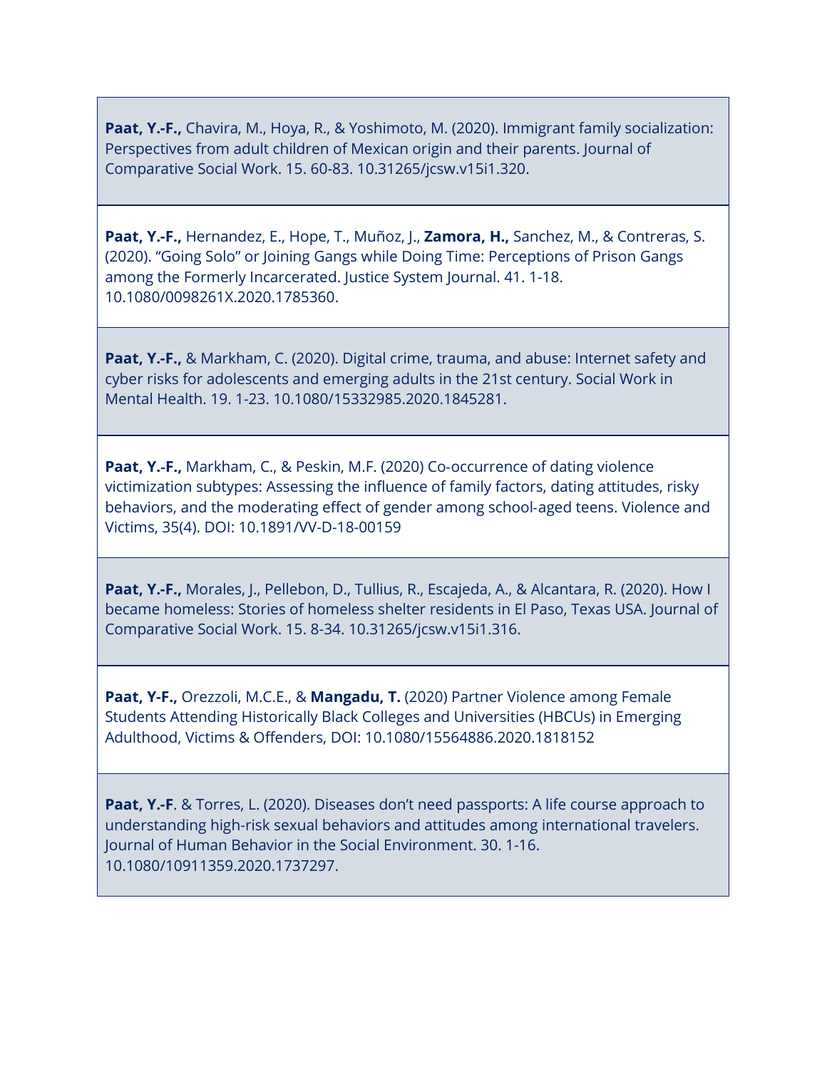**Paat, Y.-F.,** Chavira, M., Hoya, R., & Yoshimoto, M. (2020). Immigrant family socialization: Perspectives from adult children of Mexican origin and their parents. Journal of Comparative Social Work. 15. 60-83. 10.31265/jcsw.v15i1.320.

**Paat, Y.-F.,** Hernandez, E., Hope, T., Muñoz, J., **Zamora, H.,** Sanchez, M., & Contreras, S. (2020). "Going Solo" or Joining Gangs while Doing Time: Perceptions of Prison Gangs among the Formerly Incarcerated. Justice System Journal. 41. 1-18. 10.1080/0098261X.2020.1785360.

**Paat, Y.-F.,** & Markham, C. (2020). Digital crime, trauma, and abuse: Internet safety and cyber risks for adolescents and emerging adults in the 21st century. Social Work in Mental Health. 19. 1-23. 10.1080/15332985.2020.1845281.

**Paat, Y.-F.,** Markham, C., & Peskin, M.F. (2020) Co-occurrence of dating violence victimization subtypes: Assessing the influence of family factors, dating attitudes, risky behaviors, and the moderating effect of gender among school-aged teens. Violence and Victims, 35(4). DOI: 10.1891/VV-D-18-00159

**Paat, Y.-F.,** Morales, J., Pellebon, D., Tullius, R., Escajeda, A., & Alcantara, R. (2020). How I became homeless: Stories of homeless shelter residents in El Paso, Texas USA. Journal of Comparative Social Work. 15. 8-34. 10.31265/jcsw.v15i1.316.

**Paat, Y-F.,** Orezzoli, M.C.E., & **Mangadu, T.** (2020) Partner Violence among Female Students Attending Historically Black Colleges and Universities (HBCUs) in Emerging Adulthood, Victims & Offenders, DOI: 10.1080/15564886.2020.1818152

**Paat, Y.-F**. & Torres, L. (2020). Diseases don't need passports: A life course approach to understanding high-risk sexual behaviors and attitudes among international travelers. Journal of Human Behavior in the Social Environment. 30. 1-16. 10.1080/10911359.2020.1737297.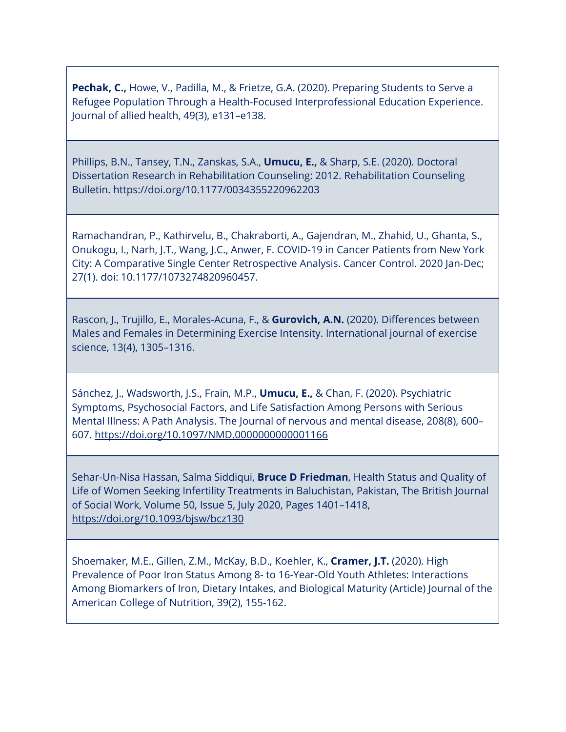**Pechak, C.,** Howe, V., Padilla, M., & Frietze, G.A. (2020). Preparing Students to Serve a Refugee Population Through a Health-Focused Interprofessional Education Experience. Journal of allied health, 49(3), e131–e138.

Phillips, B.N., Tansey, T.N., Zanskas, S.A., **Umucu, E.,** & Sharp, S.E. (2020). Doctoral Dissertation Research in Rehabilitation Counseling: 2012. Rehabilitation Counseling Bulletin. https://doi.org/10.1177/0034355220962203

Ramachandran, P., Kathirvelu, B., Chakraborti, A., Gajendran, M., Zhahid, U., Ghanta, S., Onukogu, I., Narh, J.T., Wang, J.C., Anwer, F. COVID-19 in Cancer Patients from New York City: A Comparative Single Center Retrospective Analysis. Cancer Control. 2020 Jan-Dec; 27(1). doi: 10.1177/1073274820960457.

Rascon, J., Trujillo, E., Morales-Acuna, F., & **Gurovich, A.N.** (2020). Differences between Males and Females in Determining Exercise Intensity. International journal of exercise science, 13(4), 1305–1316.

Sánchez, J., Wadsworth, J.S., Frain, M.P., **Umucu, E.,** & Chan, F. (2020). Psychiatric Symptoms, Psychosocial Factors, and Life Satisfaction Among Persons with Serious Mental Illness: A Path Analysis. The Journal of nervous and mental disease, 208(8), 600–607. https://doi.org/10.1097/NMD.0000000000001166

Sehar-Un-Nisa Hassan, Salma Siddiqui, **Bruce D Friedman**, Health Status and Quality of Life of Women Seeking Infertility Treatments in Baluchistan, Pakistan, The British Journal of Social Work, Volume 50, Issue 5, July 2020, Pages 1401–1418, https://doi.org/10.1093/bjsw/bcz130

Shoemaker, M.E., Gillen, Z.M., McKay, B.D., Koehler, K., **Cramer, J.T.** (2020). High Prevalence of Poor Iron Status Among 8- to 16-Year-Old Youth Athletes: Interactions Among Biomarkers of Iron, Dietary Intakes, and Biological Maturity (Article) Journal of the American College of Nutrition, 39(2), 155-162.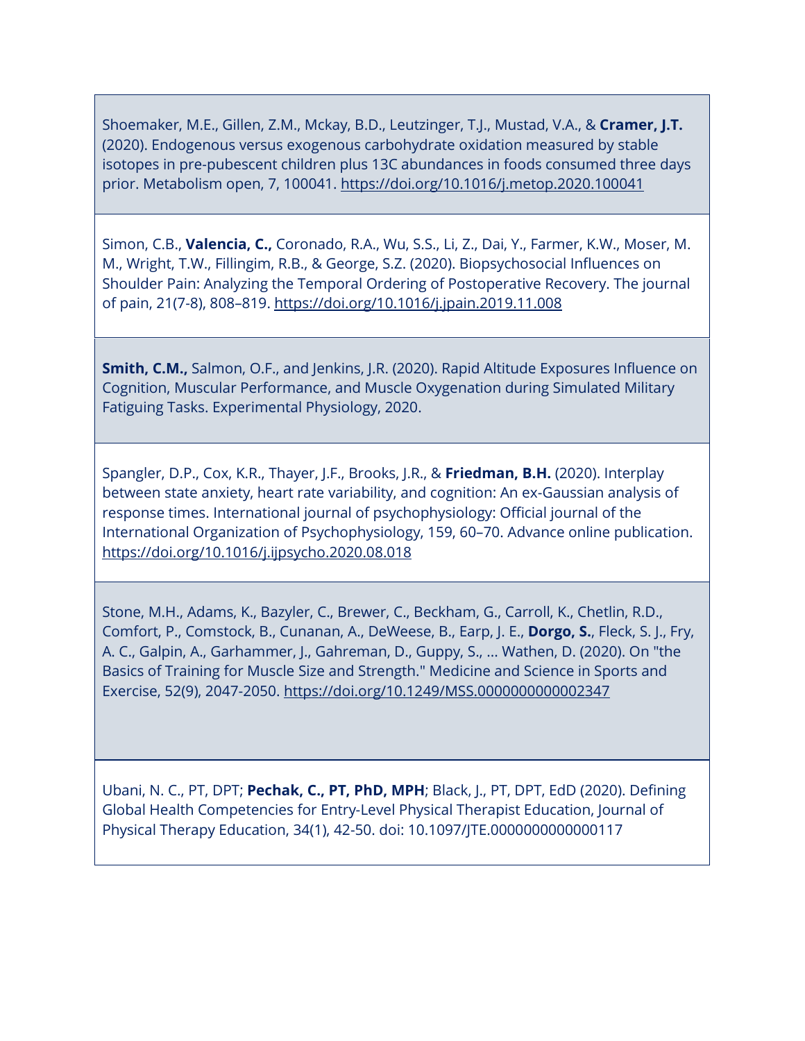Shoemaker, M.E., Gillen, Z.M., Mckay, B.D., Leutzinger, T.J., Mustad, V.A., & **Cramer, J.T.** (2020). Endogenous versus exogenous carbohydrate oxidation measured by stable isotopes in pre-pubescent children plus 13C abundances in foods consumed three days prior. Metabolism open, 7, 100041. https://doi.org/10.1016/j.metop.2020.100041

Simon, C.B., **Valencia, C.,** Coronado, R.A., Wu, S.S., Li, Z., Dai, Y., Farmer, K.W., Moser, M. M., Wright, T.W., Fillingim, R.B., & George, S.Z. (2020). Biopsychosocial Influences on Shoulder Pain: Analyzing the Temporal Ordering of Postoperative Recovery. The journal of pain, 21(7-8), 808–819. https://doi.org/10.1016/j.jpain.2019.11.008

**Smith, C.M.,** Salmon, O.F., and Jenkins, J.R. (2020). Rapid Altitude Exposures Influence on Cognition, Muscular Performance, and Muscle Oxygenation during Simulated Military Fatiguing Tasks. Experimental Physiology, 2020.

Spangler, D.P., Cox, K.R., Thayer, J.F., Brooks, J.R., & **Friedman, B.H.** (2020). Interplay between state anxiety, heart rate variability, and cognition: An ex-Gaussian analysis of response times. International journal of psychophysiology: Official journal of the International Organization of Psychophysiology, 159, 60–70. Advance online publication. https://doi.org/10.1016/j.ijpsycho.2020.08.018

Stone, M.H., Adams, K., Bazyler, C., Brewer, C., Beckham, G., Carroll, K., Chetlin, R.D., Comfort, P., Comstock, B., Cunanan, A., DeWeese, B., Earp, J. E., **Dorgo, S.**, Fleck, S. J., Fry, A. C., Galpin, A., Garhammer, J., Gahreman, D., Guppy, S., ... Wathen, D. (2020). On "the Basics of Training for Muscle Size and Strength." Medicine and Science in Sports and Exercise, 52(9), 2047-2050. https://doi.org/10.1249/MSS.0000000000002347

Ubani, N. C., PT, DPT; **Pechak, C., PT, PhD, MPH**; Black, J., PT, DPT, EdD (2020). Defining Global Health Competencies for Entry-Level Physical Therapist Education, Journal of Physical Therapy Education, 34(1), 42-50. doi: 10.1097/JTE.0000000000000117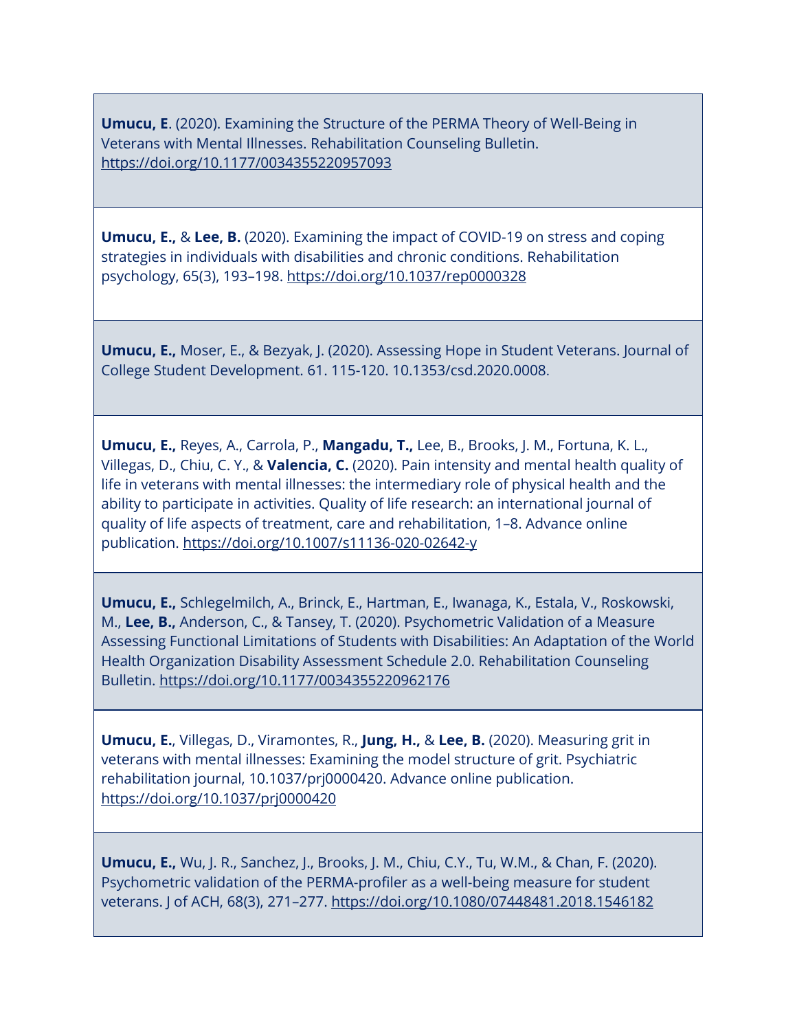**Umucu, E**. (2020). Examining the Structure of the PERMA Theory of Well-Being in Veterans with Mental Illnesses. Rehabilitation Counseling Bulletin. https://doi.org/10.1177/0034355220957093

**Umucu, E.,** & **Lee, B.** (2020). Examining the impact of COVID-19 on stress and coping strategies in individuals with disabilities and chronic conditions. Rehabilitation psychology, 65(3), 193–198. https://doi.org/10.1037/rep0000328

**Umucu, E.,** Moser, E., & Bezyak, J. (2020). Assessing Hope in Student Veterans. Journal of College Student Development. 61. 115-120. 10.1353/csd.2020.0008.

**Umucu, E.,** Reyes, A., Carrola, P., **Mangadu, T.,** Lee, B., Brooks, J. M., Fortuna, K. L., Villegas, D., Chiu, C. Y., & **Valencia, C.** (2020). Pain intensity and mental health quality of life in veterans with mental illnesses: the intermediary role of physical health and the ability to participate in activities. Quality of life research: an international journal of quality of life aspects of treatment, care and rehabilitation, 1–8. Advance online publication. https://doi.org/10.1007/s11136-020-02642-y

**Umucu, E.,** Schlegelmilch, A., Brinck, E., Hartman, E., Iwanaga, K., Estala, V., Roskowski, M., **Lee, B.,** Anderson, C., & Tansey, T. (2020). Psychometric Validation of a Measure Assessing Functional Limitations of Students with Disabilities: An Adaptation of the World Health Organization Disability Assessment Schedule 2.0. Rehabilitation Counseling Bulletin. https://doi.org/10.1177/0034355220962176

**Umucu, E.**, Villegas, D., Viramontes, R., **Jung, H.,** & **Lee, B.** (2020). Measuring grit in veterans with mental illnesses: Examining the model structure of grit. Psychiatric rehabilitation journal, 10.1037/prj0000420. Advance online publication. https://doi.org/10.1037/prj0000420

**Umucu, E.,** Wu, J. R., Sanchez, J., Brooks, J. M., Chiu, C.Y., Tu, W.M., & Chan, F. (2020). Psychometric validation of the PERMA-profiler as a well-being measure for student veterans. J of ACH, 68(3), 271–277. https://doi.org/10.1080/07448481.2018.1546182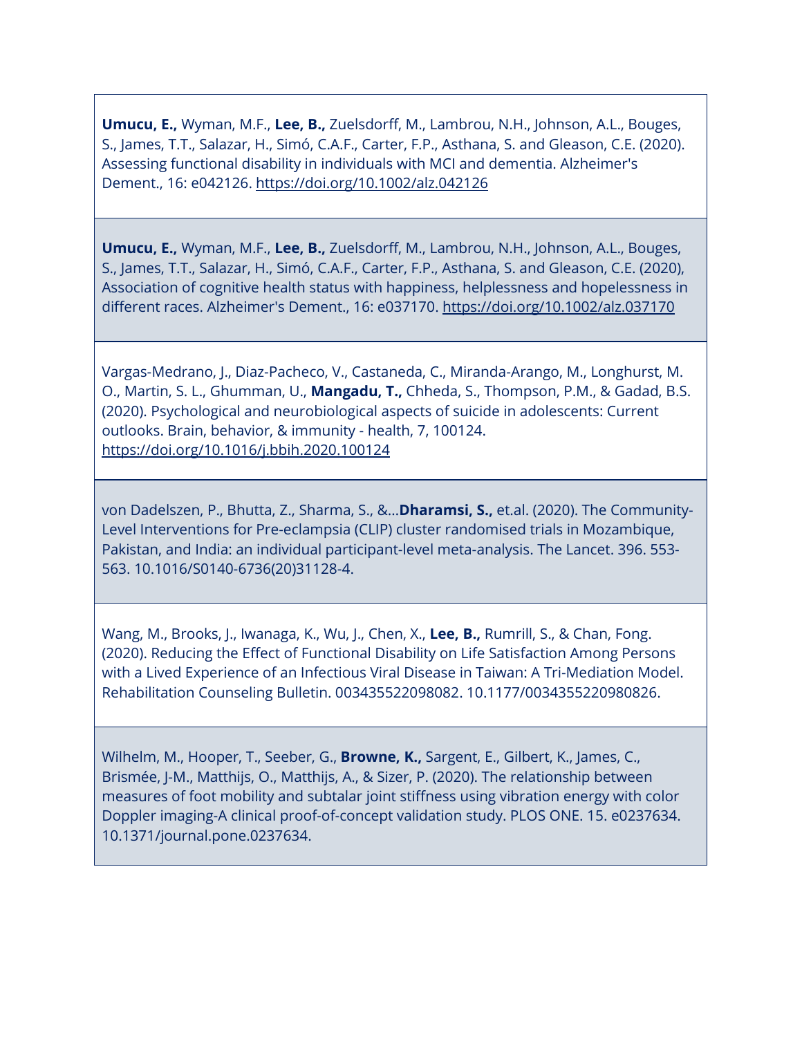**Umucu, E.,** Wyman, M.F., **Lee, B.,** Zuelsdorff, M., Lambrou, N.H., Johnson, A.L., Bouges, S., James, T.T., Salazar, H., Simó, C.A.F., Carter, F.P., Asthana, S. and Gleason, C.E. (2020). Assessing functional disability in individuals with MCI and dementia. Alzheimer's Dement., 16: e042126. https://doi.org/10.1002/alz.042126

**Umucu, E.,** Wyman, M.F., **Lee, B.,** Zuelsdorff, M., Lambrou, N.H., Johnson, A.L., Bouges, S., James, T.T., Salazar, H., Simó, C.A.F., Carter, F.P., Asthana, S. and Gleason, C.E. (2020), Association of cognitive health status with happiness, helplessness and hopelessness in different races. Alzheimer's Dement., 16: e037170. https://doi.org/10.1002/alz.037170

Vargas-Medrano, J., Diaz-Pacheco, V., Castaneda, C., Miranda-Arango, M., Longhurst, M. O., Martin, S. L., Ghumman, U., **Mangadu, T.,** Chheda, S., Thompson, P.M., & Gadad, B.S. (2020). Psychological and neurobiological aspects of suicide in adolescents: Current outlooks. Brain, behavior, & immunity - health, 7, 100124. https://doi.org/10.1016/j.bbih.2020.100124

von Dadelszen, P., Bhutta, Z., Sharma, S., &...**Dharamsi, S.,** et.al. (2020). The Community-Level Interventions for Pre-eclampsia (CLIP) cluster randomised trials in Mozambique, Pakistan, and India: an individual participant-level meta-analysis. The Lancet. 396. 553-563. 10.1016/S0140-6736(20)31128-4.

Wang, M., Brooks, J., Iwanaga, K., Wu, J., Chen, X., **Lee, B.,** Rumrill, S., & Chan, Fong. (2020). Reducing the Effect of Functional Disability on Life Satisfaction Among Persons with a Lived Experience of an Infectious Viral Disease in Taiwan: A Tri-Mediation Model. Rehabilitation Counseling Bulletin. 003435522098082. 10.1177/0034355220980826.

Wilhelm, M., Hooper, T., Seeber, G., **Browne, K.,** Sargent, E., Gilbert, K., James, C., Brismée, J-M., Matthijs, O., Matthijs, A., & Sizer, P. (2020). The relationship between measures of foot mobility and subtalar joint stiffness using vibration energy with color Doppler imaging-A clinical proof-of-concept validation study. PLOS ONE. 15. e0237634. 10.1371/journal.pone.0237634.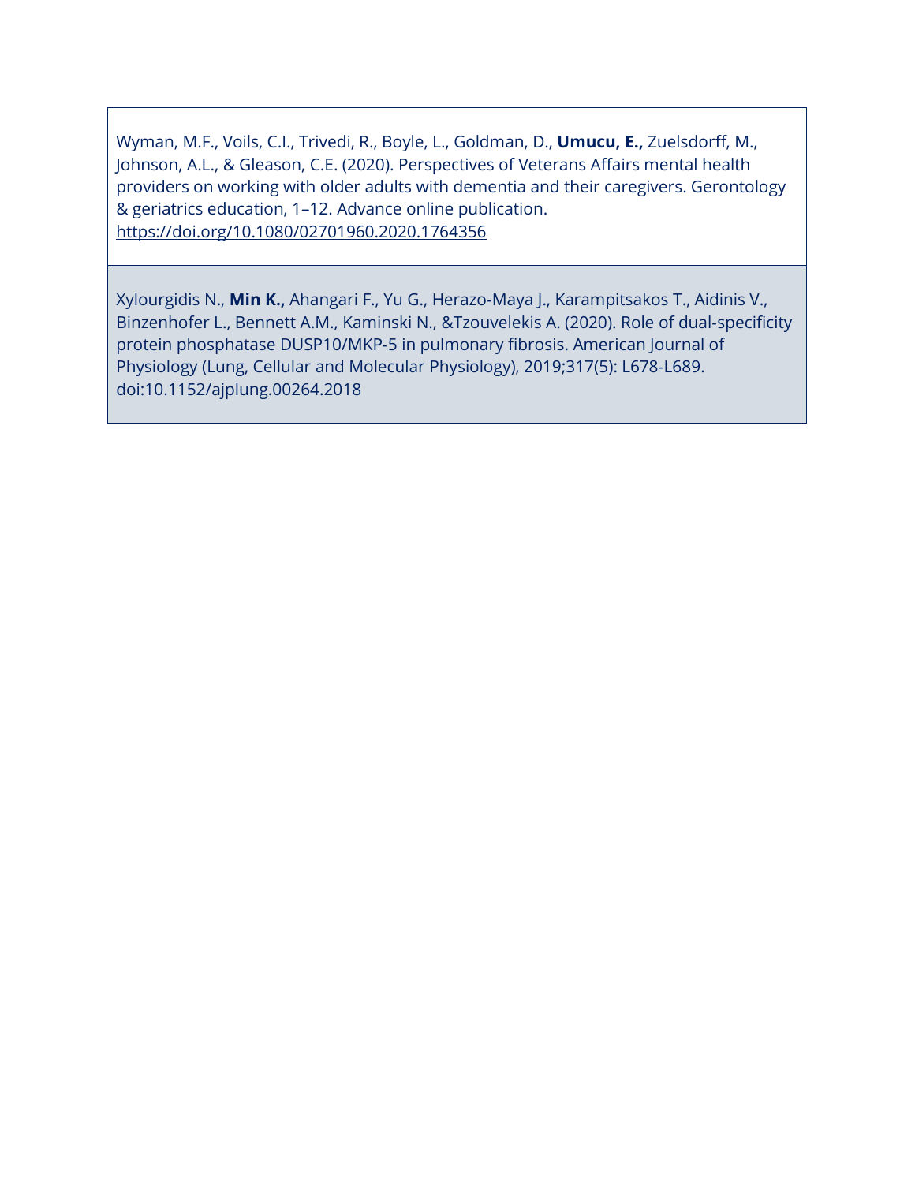Wyman, M.F., Voils, C.I., Trivedi, R., Boyle, L., Goldman, D., **Umucu, E.,** Zuelsdorff, M., Johnson, A.L., & Gleason, C.E. (2020). Perspectives of Veterans Affairs mental health providers on working with older adults with dementia and their caregivers. Gerontology & geriatrics education, 1–12. Advance online publication. https://doi.org/10.1080/02701960.2020.1764356

Xylourgidis N., **Min K.,** Ahangari F., Yu G., Herazo-Maya J., Karampitsakos T., Aidinis V., Binzenhofer L., Bennett A.M., Kaminski N., &Tzouvelekis A. (2020). Role of dual-specificity protein phosphatase DUSP10/MKP-5 in pulmonary fibrosis. American Journal of Physiology (Lung, Cellular and Molecular Physiology), 2019;317(5): L678-L689. doi:10.1152/ajplung.00264.2018